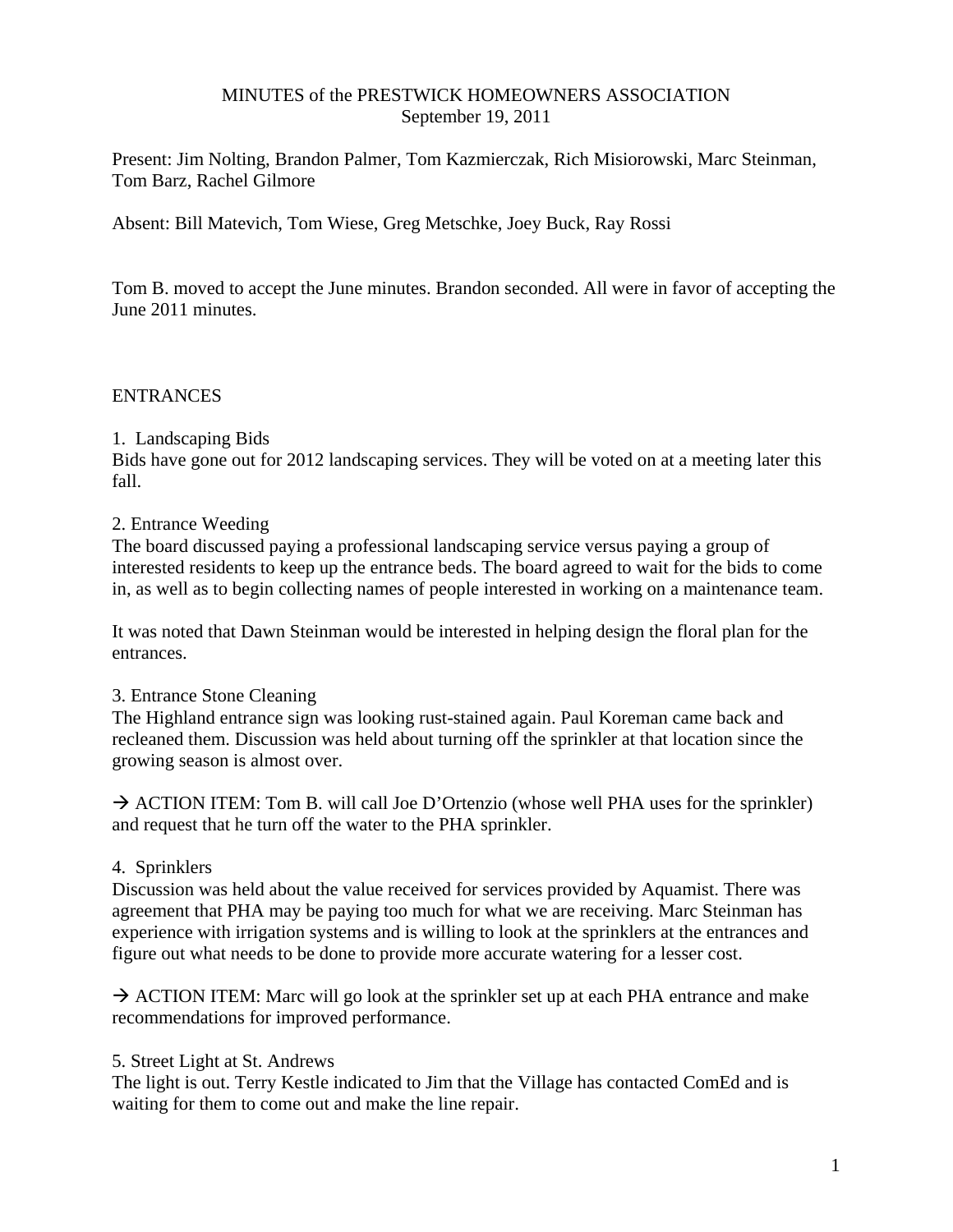# MINUTES of the PRESTWICK HOMEOWNERS ASSOCIATION
September 19, 2011

Present: Jim Nolting, Brandon Palmer, Tom Kazmierczak, Rich Misiorowski, Marc Steinman, Tom Barz, Rachel Gilmore

Absent: Bill Matevich, Tom Wiese, Greg Metschke, Joey Buck, Ray Rossi

Tom B. moved to accept the June minutes. Brandon seconded. All were in favor of accepting the June 2011 minutes.

## ENTRANCES

### 1. Landscaping Bids

Bids have gone out for 2012 landscaping services. They will be voted on at a meeting later this fall.

### 2. Entrance Weeding

The board discussed paying a professional landscaping service versus paying a group of interested residents to keep up the entrance beds. The board agreed to wait for the bids to come in, as well as to begin collecting names of people interested in working on a maintenance team.

It was noted that Dawn Steinman would be interested in helping design the floral plan for the entrances.

### 3. Entrance Stone Cleaning

The Highland entrance sign was looking rust-stained again. Paul Koreman came back and recleaned them. Discussion was held about turning off the sprinkler at that location since the growing season is almost over.

→ ACTION ITEM: Tom B. will call Joe D'Ortenzio (whose well PHA uses for the sprinkler) and request that he turn off the water to the PHA sprinkler.

### 4. Sprinklers

Discussion was held about the value received for services provided by Aquamist. There was agreement that PHA may be paying too much for what we are receiving. Marc Steinman has experience with irrigation systems and is willing to look at the sprinklers at the entrances and figure out what needs to be done to provide more accurate watering for a lesser cost.

→ ACTION ITEM: Marc will go look at the sprinkler set up at each PHA entrance and make recommendations for improved performance.

### 5. Street Light at St. Andrews

The light is out. Terry Kestle indicated to Jim that the Village has contacted ComEd and is waiting for them to come out and make the line repair.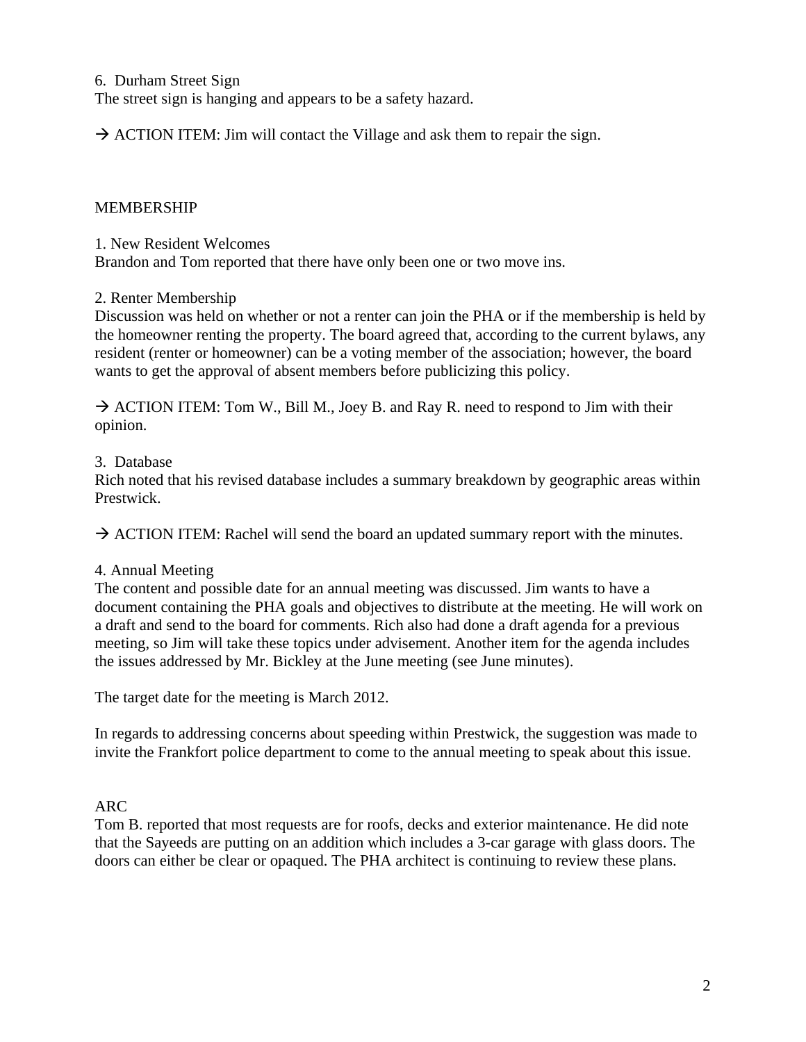6. Durham Street Sign

The street sign is hanging and appears to be a safety hazard.

→ ACTION ITEM: Jim will contact the Village and ask them to repair the sign.

MEMBERSHIP

1. New Resident Welcomes

Brandon and Tom reported that there have only been one or two move ins.

2. Renter Membership

Discussion was held on whether or not a renter can join the PHA or if the membership is held by the homeowner renting the property. The board agreed that, according to the current bylaws, any resident (renter or homeowner) can be a voting member of the association; however, the board wants to get the approval of absent members before publicizing this policy.

→ ACTION ITEM: Tom W., Bill M., Joey B. and Ray R. need to respond to Jim with their opinion.

3. Database

Rich noted that his revised database includes a summary breakdown by geographic areas within Prestwick.

→ ACTION ITEM: Rachel will send the board an updated summary report with the minutes.

4. Annual Meeting

The content and possible date for an annual meeting was discussed. Jim wants to have a document containing the PHA goals and objectives to distribute at the meeting. He will work on a draft and send to the board for comments. Rich also had done a draft agenda for a previous meeting, so Jim will take these topics under advisement. Another item for the agenda includes the issues addressed by Mr. Bickley at the June meeting (see June minutes).

The target date for the meeting is March 2012.

In regards to addressing concerns about speeding within Prestwick, the suggestion was made to invite the Frankfort police department to come to the annual meeting to speak about this issue.

ARC

Tom B. reported that most requests are for roofs, decks and exterior maintenance. He did note that the Sayeeds are putting on an addition which includes a 3-car garage with glass doors. The doors can either be clear or opaqued. The PHA architect is continuing to review these plans.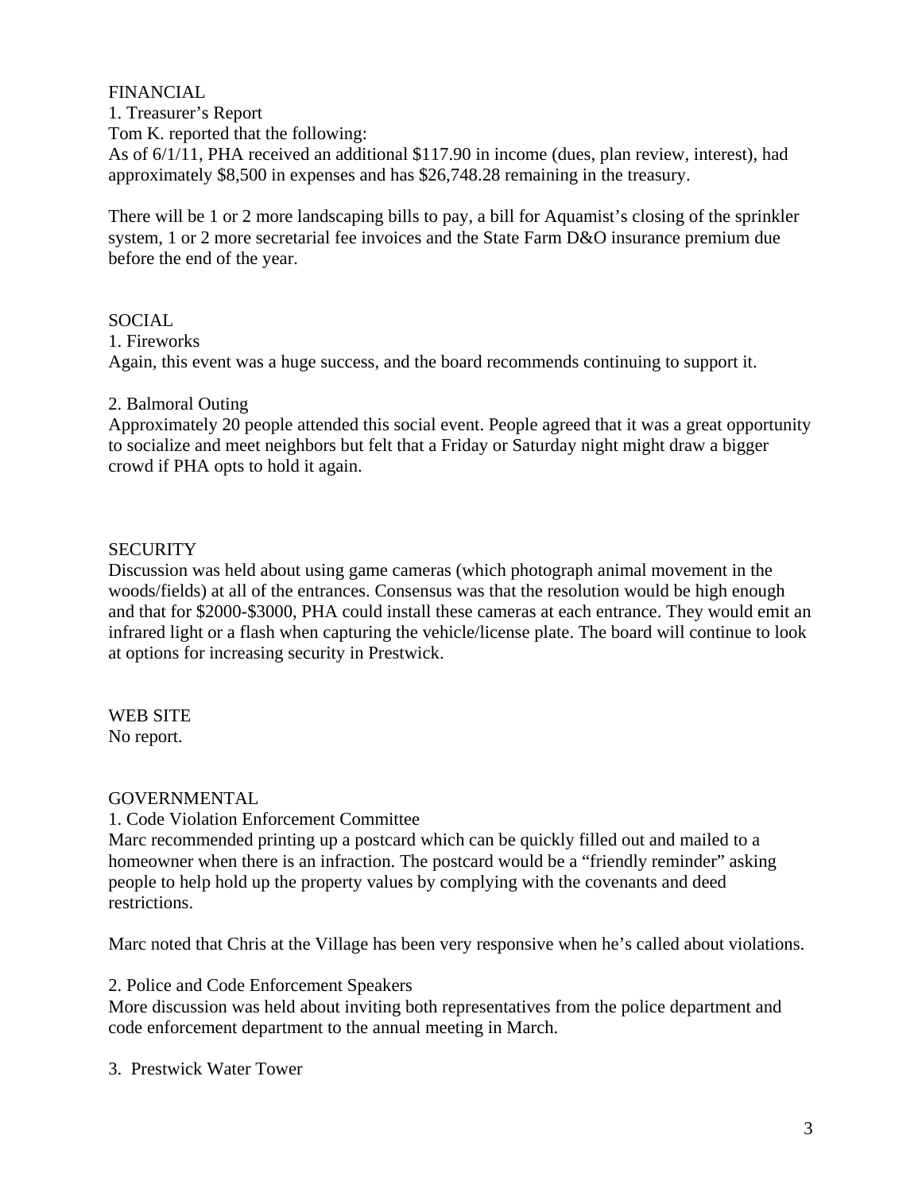FINANCIAL

1. Treasurer's Report

Tom K. reported that the following:

As of 6/1/11, PHA received an additional $117.90 in income (dues, plan review, interest), had approximately $8,500 in expenses and has $26,748.28 remaining in the treasury.

There will be 1 or 2 more landscaping bills to pay, a bill for Aquamist's closing of the sprinkler system, 1 or 2 more secretarial fee invoices and the State Farm D&O insurance premium due before the end of the year.

SOCIAL

1. Fireworks

Again, this event was a huge success, and the board recommends continuing to support it.

2. Balmoral Outing

Approximately 20 people attended this social event. People agreed that it was a great opportunity to socialize and meet neighbors but felt that a Friday or Saturday night might draw a bigger crowd if PHA opts to hold it again.

SECURITY

Discussion was held about using game cameras (which photograph animal movement in the woods/fields) at all of the entrances. Consensus was that the resolution would be high enough and that for $2000-$3000, PHA could install these cameras at each entrance. They would emit an infrared light or a flash when capturing the vehicle/license plate. The board will continue to look at options for increasing security in Prestwick.

WEB SITE

No report.

GOVERNMENTAL

1. Code Violation Enforcement Committee

Marc recommended printing up a postcard which can be quickly filled out and mailed to a homeowner when there is an infraction. The postcard would be a "friendly reminder" asking people to help hold up the property values by complying with the covenants and deed restrictions.

Marc noted that Chris at the Village has been very responsive when he's called about violations.

2. Police and Code Enforcement Speakers

More discussion was held about inviting both representatives from the police department and code enforcement department to the annual meeting in March.

3. Prestwick Water Tower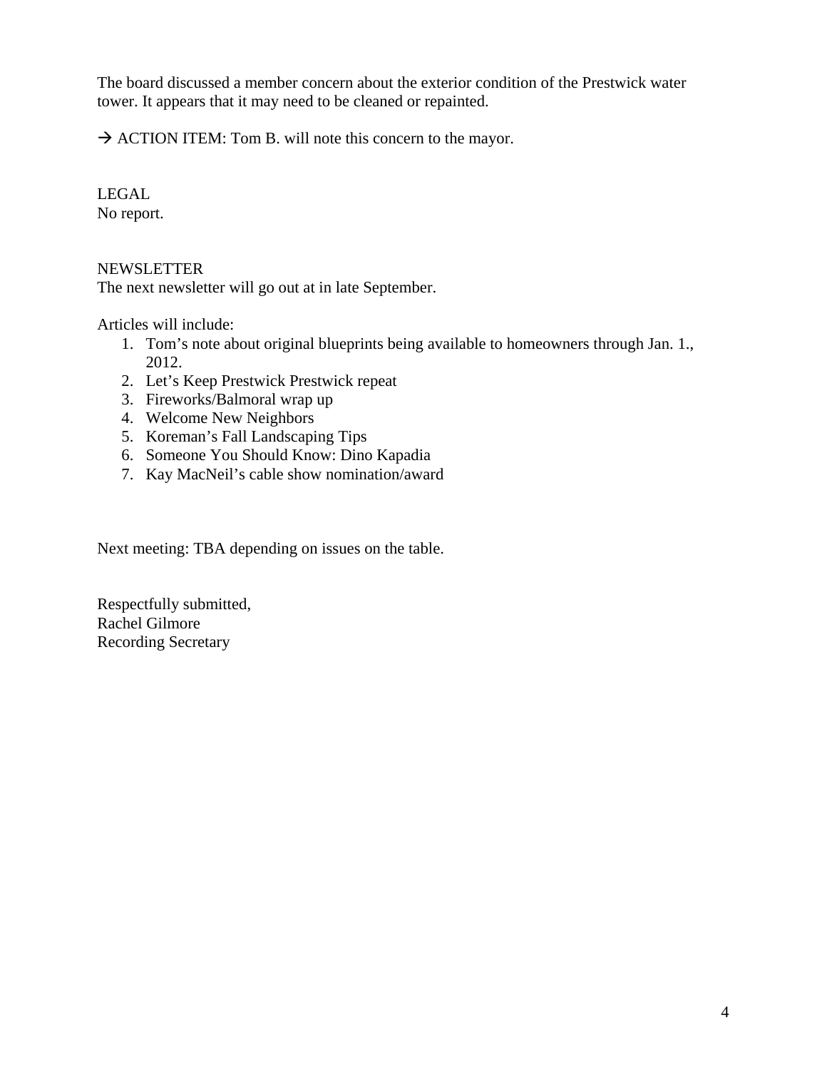The board discussed a member concern about the exterior condition of the Prestwick water tower. It appears that it may need to be cleaned or repainted.

→ ACTION ITEM: Tom B. will note this concern to the mayor.

LEGAL
No report.

NEWSLETTER
The next newsletter will go out at in late September.

Articles will include:

1. Tom's note about original blueprints being available to homeowners through Jan. 1., 2012.
2. Let's Keep Prestwick Prestwick repeat
3. Fireworks/Balmoral wrap up
4. Welcome New Neighbors
5. Koreman's Fall Landscaping Tips
6. Someone You Should Know: Dino Kapadia
7. Kay MacNeil's cable show nomination/award

Next meeting: TBA depending on issues on the table.

Respectfully submitted,
Rachel Gilmore
Recording Secretary